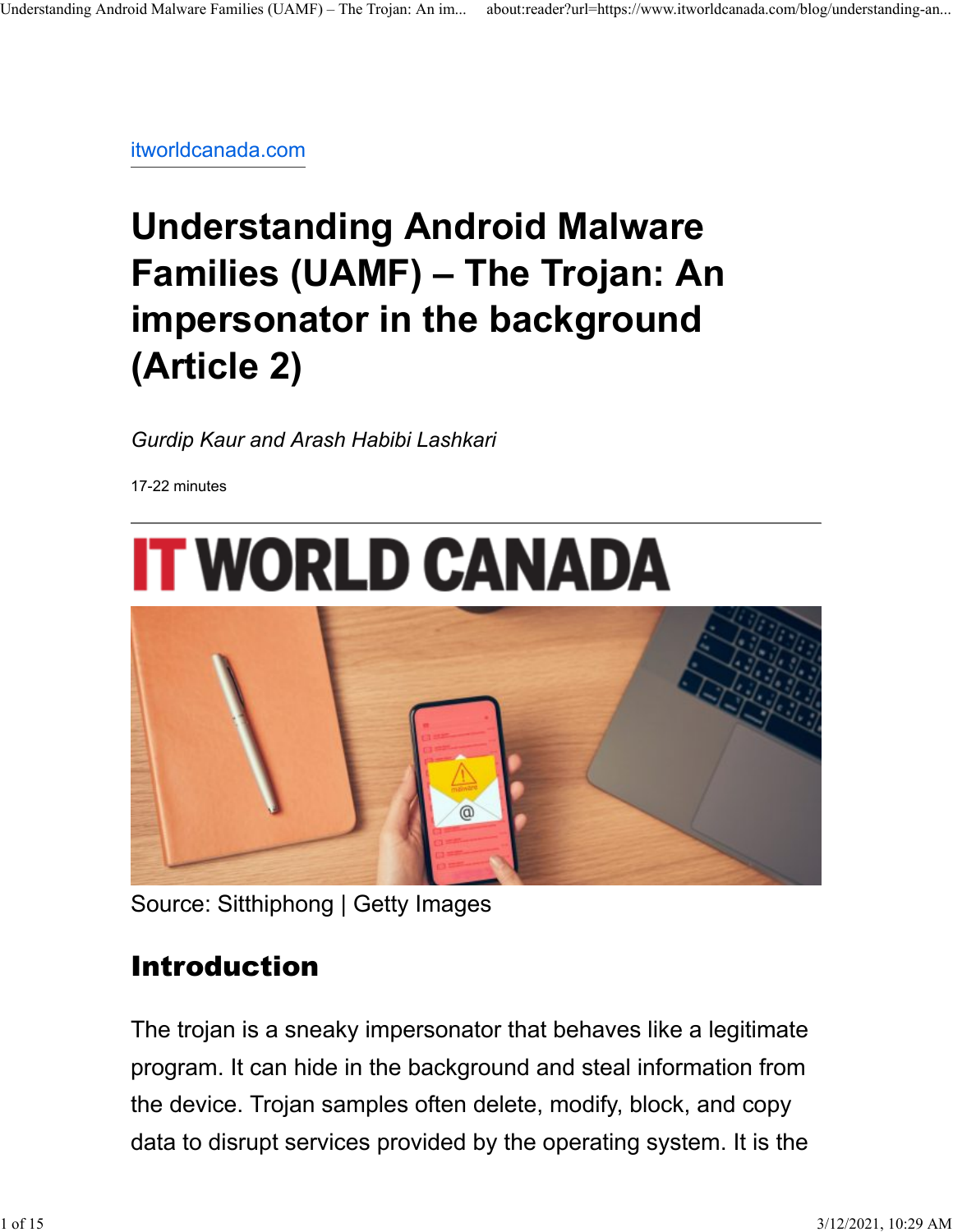itworldcanada.com

# Understanding Android Malware Families (UAMF) – The Trojan: An impersonator in the background (Article 2)

*Gurdip Kaur and Arash Habibi Lashkari*

17-22 minutes

Source: Sitthiphong | Getty Images

## Introduction

The trojan is a sneaky impersonator that behaves like a legitimate program. It can hide in the background and steal information from the device. Trojan samples often delete, modify, block, and copy data to disrupt services provided by the operating system. It is the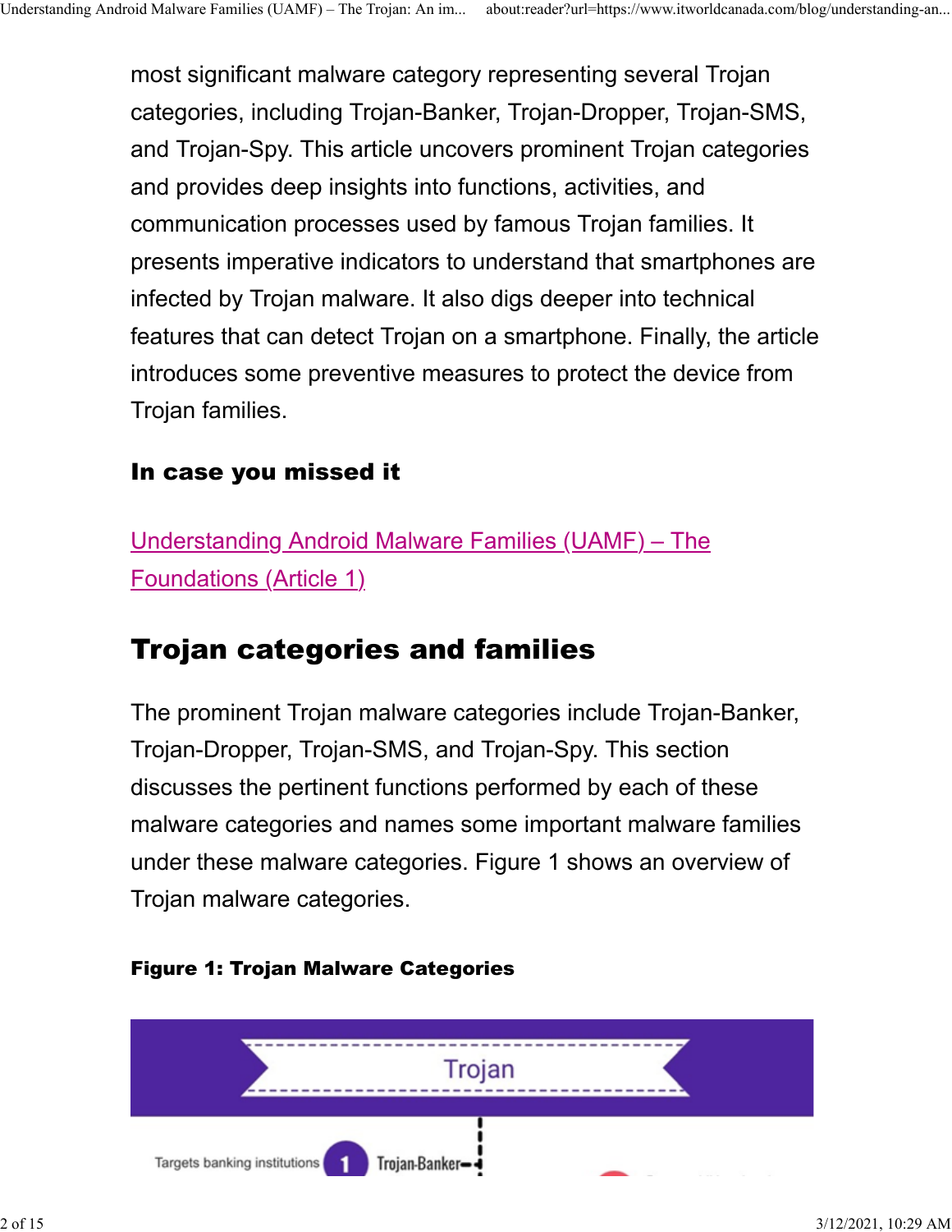most significant malware category representing several Trojan categories, including Trojan-Banker, Trojan-Dropper, Trojan-SMS, and Trojan-Spy. This article uncovers prominent Trojan categories and provides deep insights into functions, activities, and communication processes used by famous Trojan families. It presents imperative indicators to understand that smartphones are infected by Trojan malware. It also digs deeper into technical features that can detect Trojan on a smartphone. Finally, the article introduces some preventive measures to protect the device from Trojan families.

#### In case you missed it

[Understanding Android Malware Families (UAMF) – The Foundations (Article 1)]

## Trojan categories and families

The prominent Trojan malware categories include Trojan-Banker, Trojan-Dropper, Trojan-SMS, and Trojan-Spy. This section discusses the pertinent functions performed by each of these malware categories and names some important malware families under these malware categories. Figure 1 shows an overview of Trojan malware categories.

#### Figure 1: Trojan Malware Categories

Trojan

Targets banking institutions 1 Trojan-Banker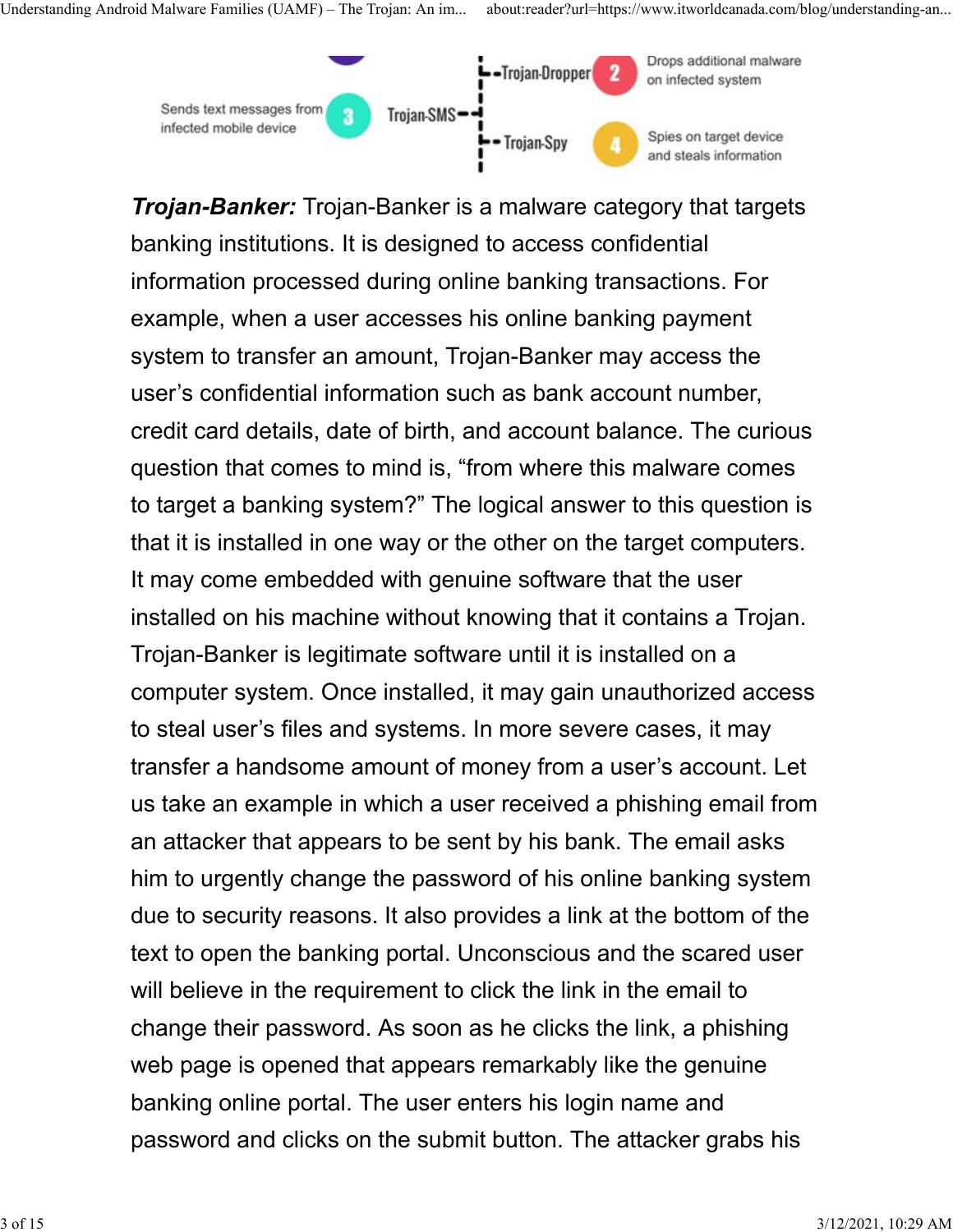**_Trojan-Banker:_** Trojan-Banker is a malware category that targets banking institutions. It is designed to access confidential information processed during online banking transactions. For example, when a user accesses his online banking payment system to transfer an amount, Trojan-Banker may access the user's confidential information such as bank account number, credit card details, date of birth, and account balance. The curious question that comes to mind is, "from where this malware comes to target a banking system?" The logical answer to this question is that it is installed in one way or the other on the target computers. It may come embedded with genuine software that the user installed on his machine without knowing that it contains a Trojan. Trojan-Banker is legitimate software until it is installed on a computer system. Once installed, it may gain unauthorized access to steal user's files and systems. In more severe cases, it may transfer a handsome amount of money from a user's account. Let us take an example in which a user received a phishing email from an attacker that appears to be sent by his bank. The email asks him to urgently change the password of his online banking system due to security reasons. It also provides a link at the bottom of the text to open the banking portal. Unconscious and the scared user will believe in the requirement to click the link in the email to change their password. As soon as he clicks the link, a phishing web page is opened that appears remarkably like the genuine banking online portal. The user enters his login name and password and clicks on the submit button. The attacker grabs his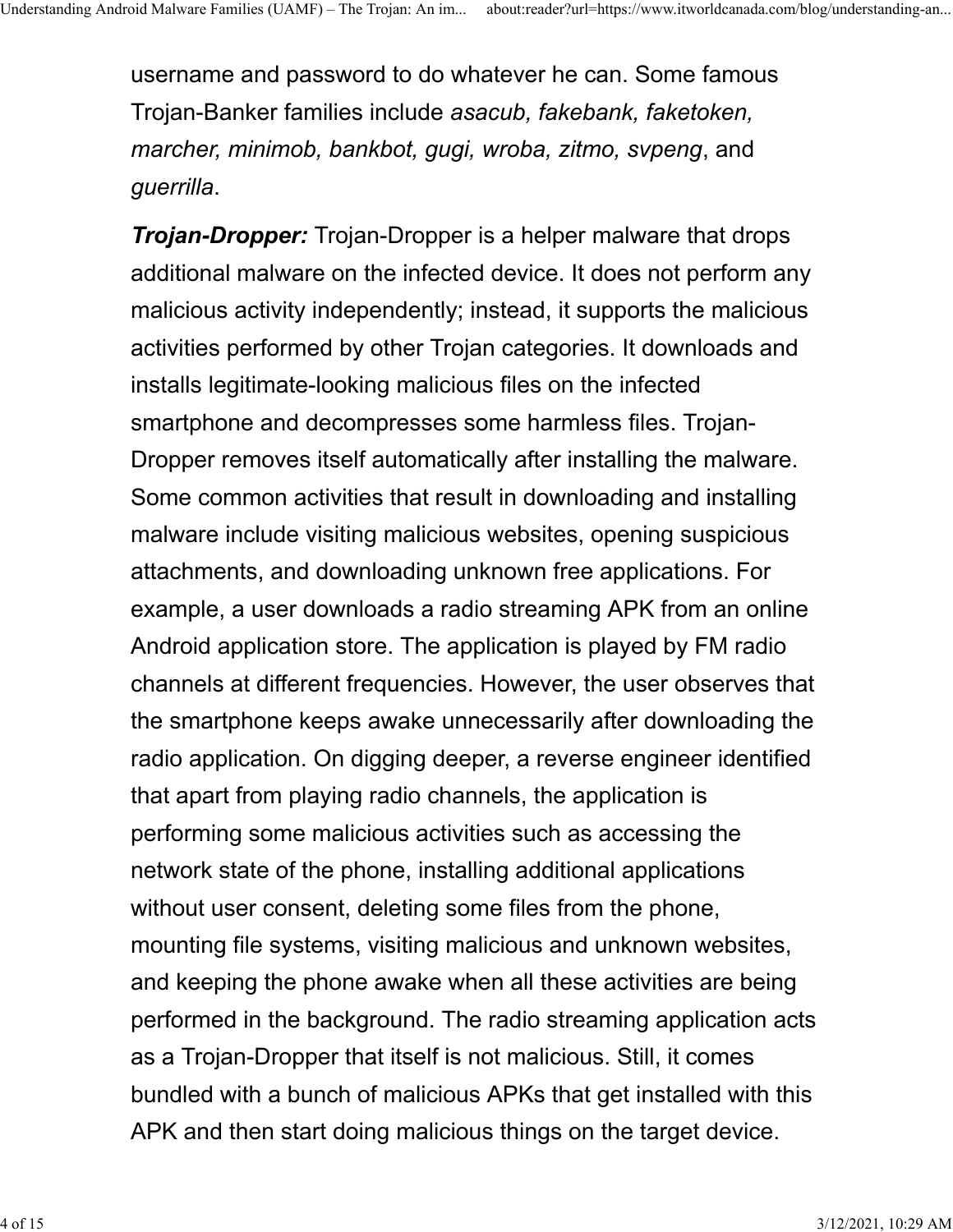username and password to do whatever he can. Some famous Trojan-Banker families include *asacub, fakebank, faketoken, marcher, minimob, bankbot, gugi, wroba, zitmo, svpeng*, and *guerrilla*.

***Trojan-Dropper:*** Trojan-Dropper is a helper malware that drops additional malware on the infected device. It does not perform any malicious activity independently; instead, it supports the malicious activities performed by other Trojan categories. It downloads and installs legitimate-looking malicious files on the infected smartphone and decompresses some harmless files. Trojan-Dropper removes itself automatically after installing the malware. Some common activities that result in downloading and installing malware include visiting malicious websites, opening suspicious attachments, and downloading unknown free applications. For example, a user downloads a radio streaming APK from an online Android application store. The application is played by FM radio channels at different frequencies. However, the user observes that the smartphone keeps awake unnecessarily after downloading the radio application. On digging deeper, a reverse engineer identified that apart from playing radio channels, the application is performing some malicious activities such as accessing the network state of the phone, installing additional applications without user consent, deleting some files from the phone, mounting file systems, visiting malicious and unknown websites, and keeping the phone awake when all these activities are being performed in the background. The radio streaming application acts as a Trojan-Dropper that itself is not malicious. Still, it comes bundled with a bunch of malicious APKs that get installed with this APK and then start doing malicious things on the target device.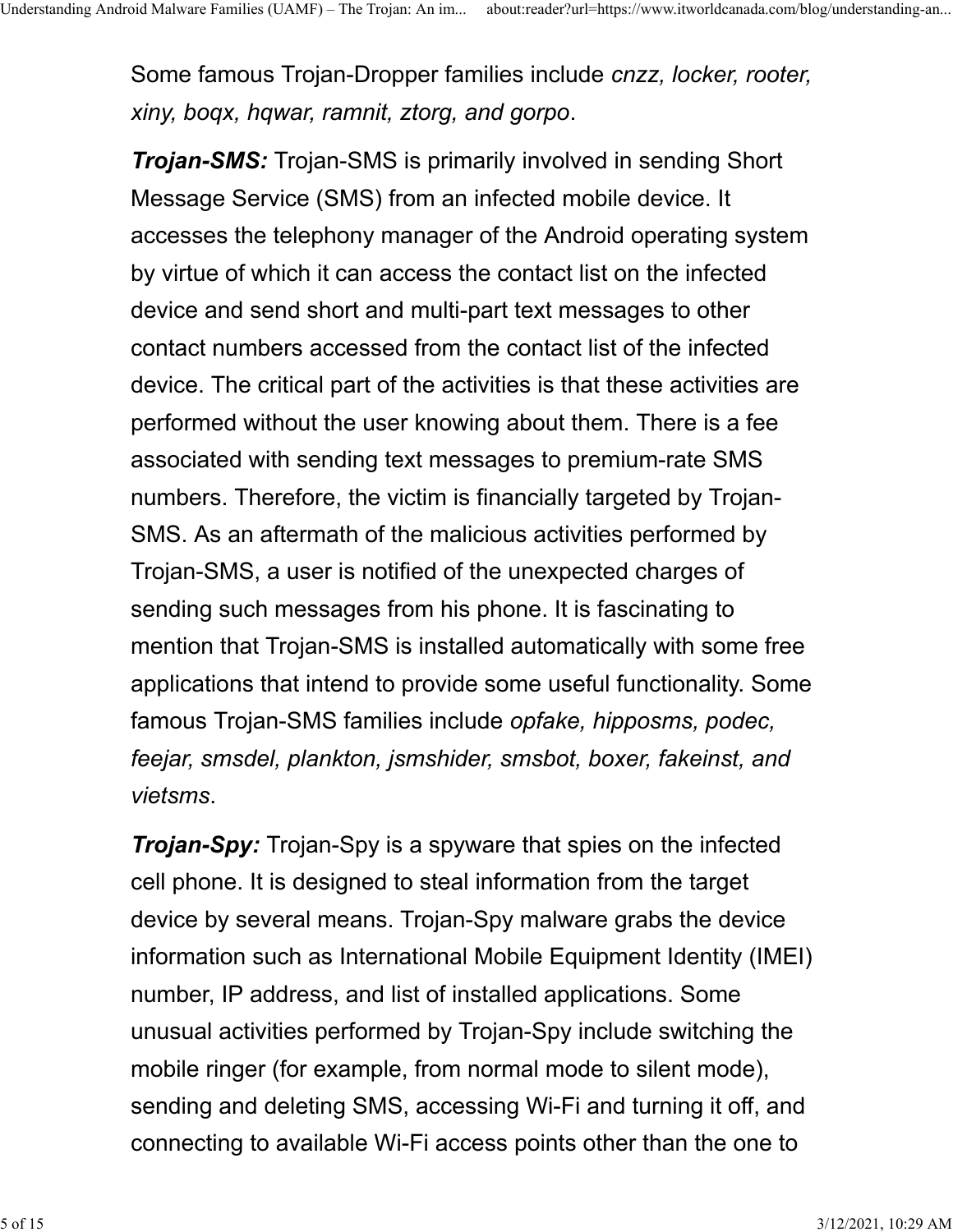Some famous Trojan-Dropper families include *cnzz, locker, rooter, xiny, boqx, hqwar, ramnit, ztorg, and gorpo*.

***Trojan-SMS:*** Trojan-SMS is primarily involved in sending Short Message Service (SMS) from an infected mobile device. It accesses the telephony manager of the Android operating system by virtue of which it can access the contact list on the infected device and send short and multi-part text messages to other contact numbers accessed from the contact list of the infected device. The critical part of the activities is that these activities are performed without the user knowing about them. There is a fee associated with sending text messages to premium-rate SMS numbers. Therefore, the victim is financially targeted by Trojan-SMS. As an aftermath of the malicious activities performed by Trojan-SMS, a user is notified of the unexpected charges of sending such messages from his phone. It is fascinating to mention that Trojan-SMS is installed automatically with some free applications that intend to provide some useful functionality. Some famous Trojan-SMS families include *opfake, hipposms, podec, feejar, smsdel, plankton, jsmshider, smsbot, boxer, fakeinst, and vietsms*.

***Trojan-Spy:*** Trojan-Spy is a spyware that spies on the infected cell phone. It is designed to steal information from the target device by several means. Trojan-Spy malware grabs the device information such as International Mobile Equipment Identity (IMEI) number, IP address, and list of installed applications. Some unusual activities performed by Trojan-Spy include switching the mobile ringer (for example, from normal mode to silent mode), sending and deleting SMS, accessing Wi-Fi and turning it off, and connecting to available Wi-Fi access points other than the one to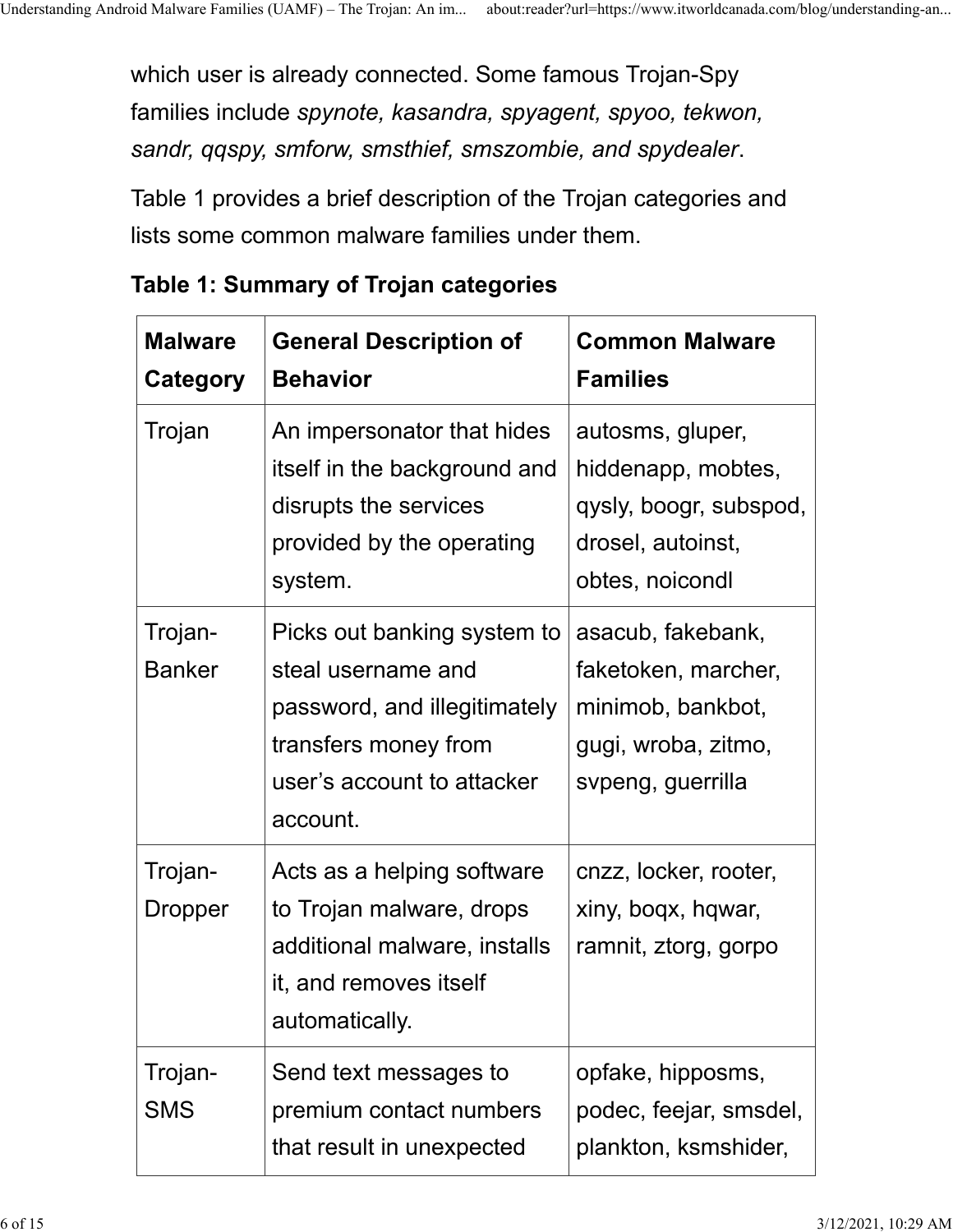which user is already connected. Some famous Trojan-Spy families include *spynote, kasandra, spyagent, spyoo, tekwon, sandr, qqspy, smforw, smsthief, smszombie, and spydealer*.

Table 1 provides a brief description of the Trojan categories and lists some common malware families under them.

**Table 1: Summary of Trojan categories**

| **Malware Category** | **General Description of Behavior** | **Common Malware Families** |
| --- | --- | --- |
| Trojan | An impersonator that hides itself in the background and disrupts the services provided by the operating system. | autosms, gluper, hiddenapp, mobtes, qysly, boogr, subspod, drosel, autoinst, obtes, noicondl |
| Trojan-Banker | Picks out banking system to steal username and password, and illegitimately transfers money from user's account to attacker account. | asacub, fakebank, faketoken, marcher, minimob, bankbot, gugi, wroba, zitmo, svpeng, guerrilla |
| Trojan-Dropper | Acts as a helping software to Trojan malware, drops additional malware, installs it, and removes itself automatically. | cnzz, locker, rooter, xiny, boqx, hqwar, ramnit, ztorg, gorpo |
| Trojan-SMS | Send text messages to premium contact numbers that result in unexpected | opfake, hipposms, podec, feejar, smsdel, plankton, ksmshider, |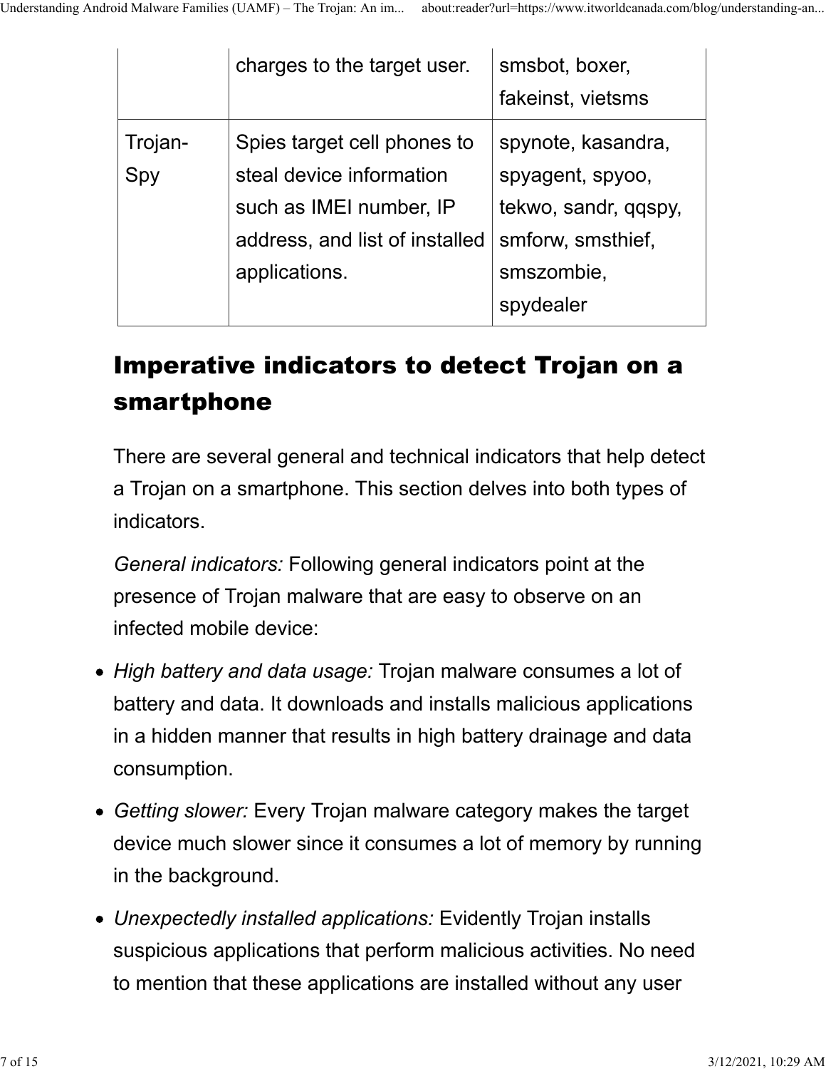| | charges to the target user. | smsbot, boxer, fakeinst, vietsms |
|---|---|---|
| Trojan-Spy | Spies target cell phones to steal device information such as IMEI number, IP address, and list of installed applications. | spynote, kasandra, spyagent, spyoo, tekwo, sandr, qqspy, smforw, smsthief, smszombie, spydealer |

## Imperative indicators to detect Trojan on a smartphone

There are several general and technical indicators that help detect a Trojan on a smartphone. This section delves into both types of indicators.

*General indicators:* Following general indicators point at the presence of Trojan malware that are easy to observe on an infected mobile device:

- *High battery and data usage:* Trojan malware consumes a lot of battery and data. It downloads and installs malicious applications in a hidden manner that results in high battery drainage and data consumption.
- *Getting slower:* Every Trojan malware category makes the target device much slower since it consumes a lot of memory by running in the background.
- *Unexpectedly installed applications:* Evidently Trojan installs suspicious applications that perform malicious activities. No need to mention that these applications are installed without any user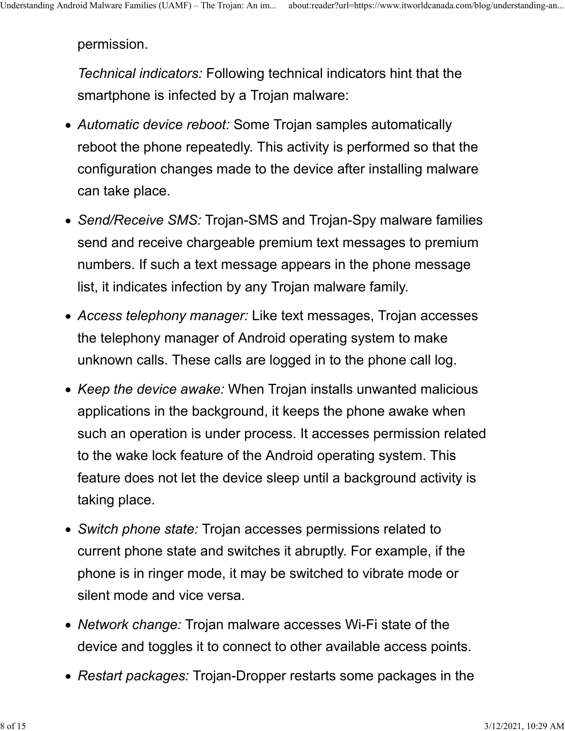permission.

*Technical indicators:* Following technical indicators hint that the smartphone is infected by a Trojan malware:

- *Automatic device reboot:* Some Trojan samples automatically reboot the phone repeatedly. This activity is performed so that the configuration changes made to the device after installing malware can take place.
- *Send/Receive SMS:* Trojan-SMS and Trojan-Spy malware families send and receive chargeable premium text messages to premium numbers. If such a text message appears in the phone message list, it indicates infection by any Trojan malware family.
- *Access telephony manager:* Like text messages, Trojan accesses the telephony manager of Android operating system to make unknown calls. These calls are logged in to the phone call log.
- *Keep the device awake:* When Trojan installs unwanted malicious applications in the background, it keeps the phone awake when such an operation is under process. It accesses permission related to the wake lock feature of the Android operating system. This feature does not let the device sleep until a background activity is taking place.
- *Switch phone state:* Trojan accesses permissions related to current phone state and switches it abruptly. For example, if the phone is in ringer mode, it may be switched to vibrate mode or silent mode and vice versa.
- *Network change:* Trojan malware accesses Wi-Fi state of the device and toggles it to connect to other available access points.
- *Restart packages:* Trojan-Dropper restarts some packages in the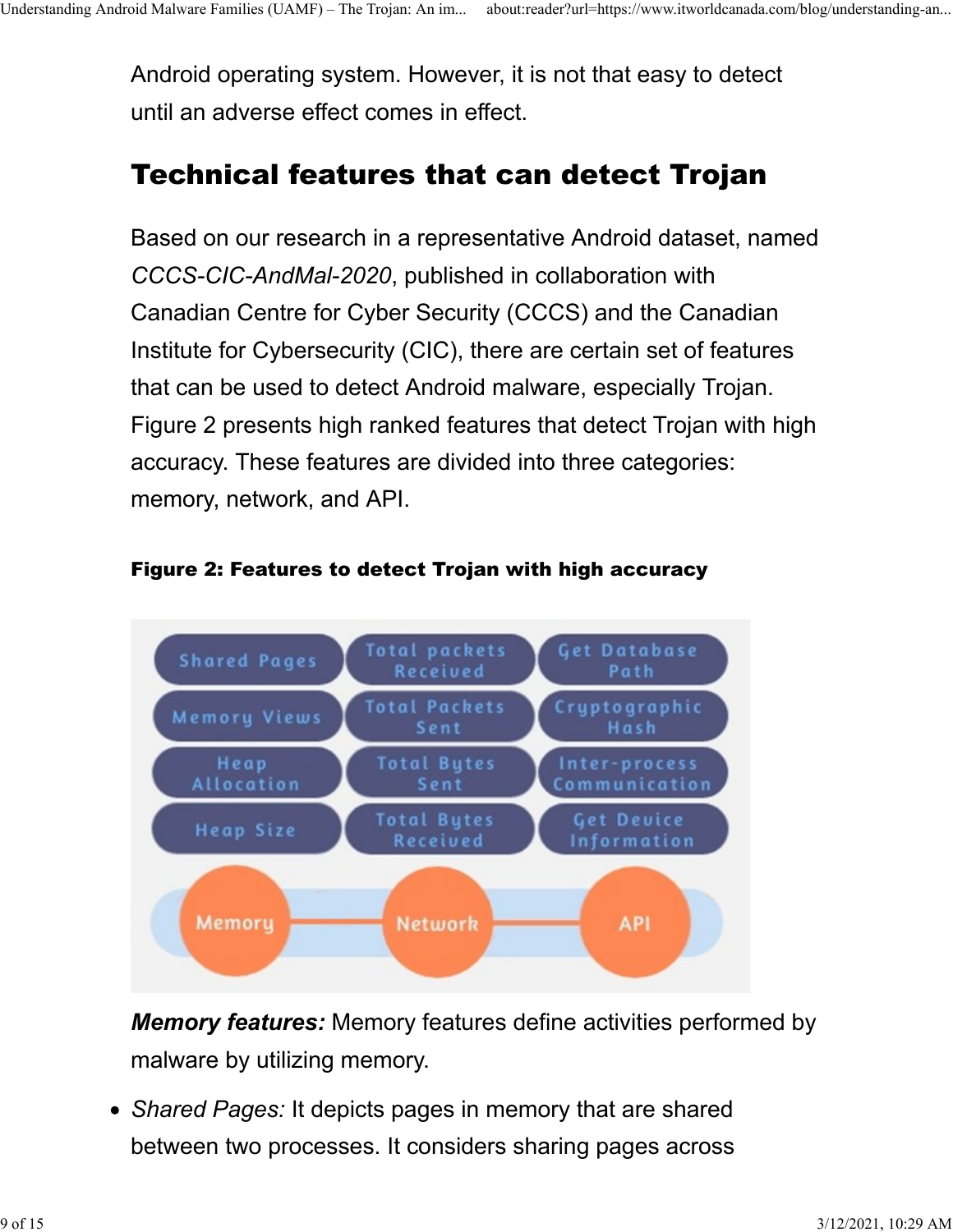Android operating system. However, it is not that easy to detect until an adverse effect comes in effect.

## Technical features that can detect Trojan

Based on our research in a representative Android dataset, named *CCCS-CIC-AndMal-2020*, published in collaboration with Canadian Centre for Cyber Security (CCCS) and the Canadian Institute for Cybersecurity (CIC), there are certain set of features that can be used to detect Android malware, especially Trojan. Figure 2 presents high ranked features that detect Trojan with high accuracy. These features are divided into three categories: memory, network, and API.

**Figure 2: Features to detect Trojan with high accuracy**

| Memory | Network | API |
| --- | --- | --- |
| Shared Pages | Total packets Received | Get Database Path |
| Memory Views | Total Packets Sent | Cryptographic Hash |
| Heap Allocation | Total Bytes Sent | Inter-process Communication |
| Heap Size | Total Bytes Received | Get Device Information |

***Memory features:*** Memory features define activities performed by malware by utilizing memory.

- *Shared Pages:* It depicts pages in memory that are shared between two processes. It considers sharing pages across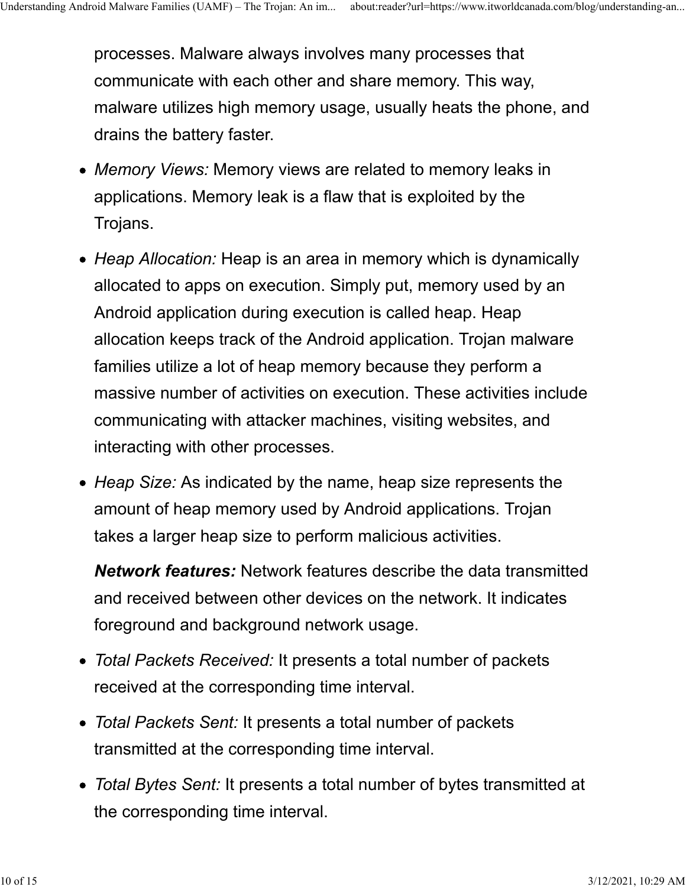processes. Malware always involves many processes that communicate with each other and share memory. This way, malware utilizes high memory usage, usually heats the phone, and drains the battery faster.

- *Memory Views:* Memory views are related to memory leaks in applications. Memory leak is a flaw that is exploited by the Trojans.
- *Heap Allocation:* Heap is an area in memory which is dynamically allocated to apps on execution. Simply put, memory used by an Android application during execution is called heap. Heap allocation keeps track of the Android application. Trojan malware families utilize a lot of heap memory because they perform a massive number of activities on execution. These activities include communicating with attacker machines, visiting websites, and interacting with other processes.
- *Heap Size:* As indicated by the name, heap size represents the amount of heap memory used by Android applications. Trojan takes a larger heap size to perform malicious activities.

***Network features:*** Network features describe the data transmitted and received between other devices on the network. It indicates foreground and background network usage.

- *Total Packets Received:* It presents a total number of packets received at the corresponding time interval.
- *Total Packets Sent:* It presents a total number of packets transmitted at the corresponding time interval.
- *Total Bytes Sent:* It presents a total number of bytes transmitted at the corresponding time interval.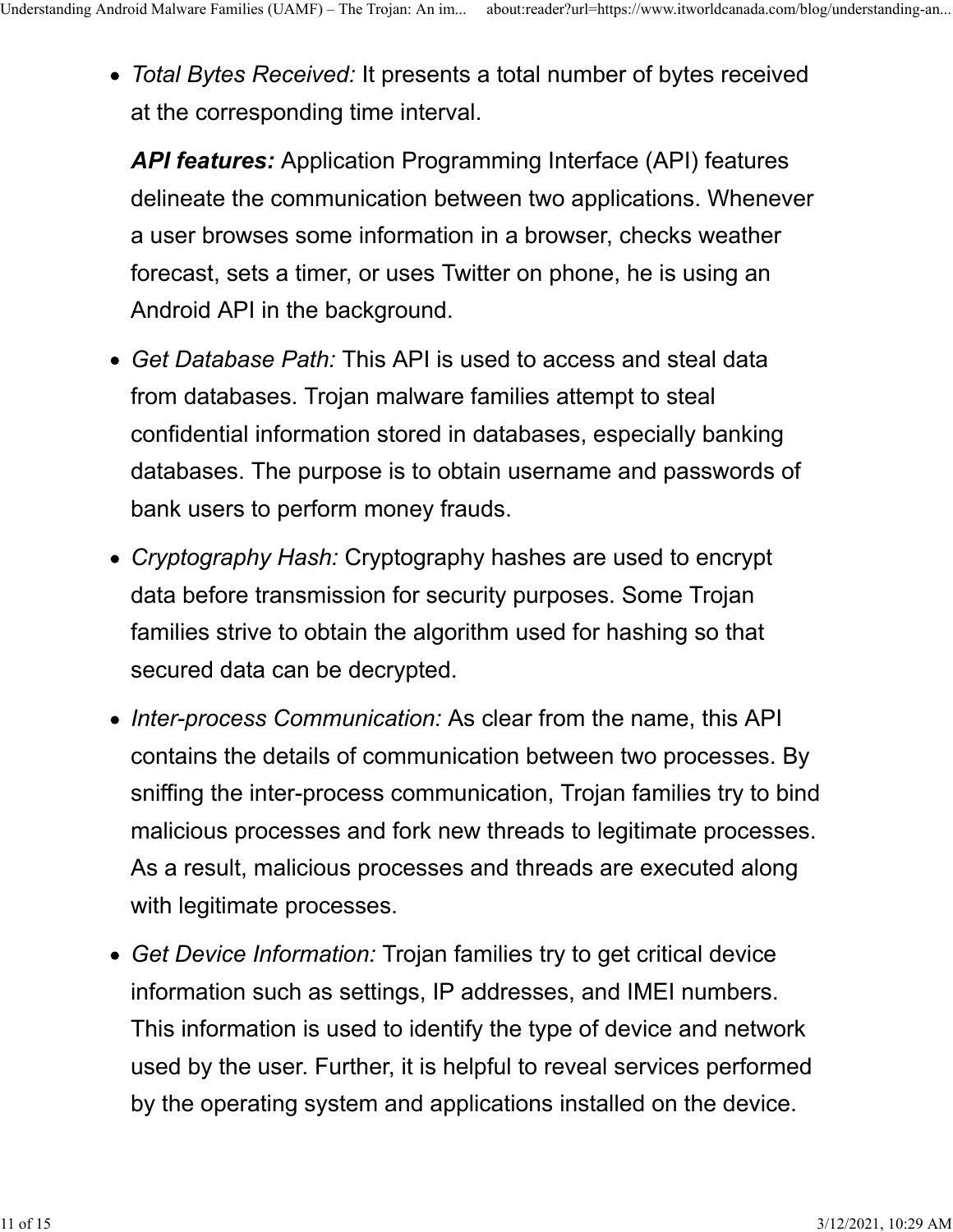- *Total Bytes Received:* It presents a total number of bytes received at the corresponding time interval.

***API features:*** Application Programming Interface (API) features delineate the communication between two applications. Whenever a user browses some information in a browser, checks weather forecast, sets a timer, or uses Twitter on phone, he is using an Android API in the background.

- *Get Database Path:* This API is used to access and steal data from databases. Trojan malware families attempt to steal confidential information stored in databases, especially banking databases. The purpose is to obtain username and passwords of bank users to perform money frauds.
- *Cryptography Hash:* Cryptography hashes are used to encrypt data before transmission for security purposes. Some Trojan families strive to obtain the algorithm used for hashing so that secured data can be decrypted.
- *Inter-process Communication:* As clear from the name, this API contains the details of communication between two processes. By sniffing the inter-process communication, Trojan families try to bind malicious processes and fork new threads to legitimate processes. As a result, malicious processes and threads are executed along with legitimate processes.
- *Get Device Information:* Trojan families try to get critical device information such as settings, IP addresses, and IMEI numbers. This information is used to identify the type of device and network used by the user. Further, it is helpful to reveal services performed by the operating system and applications installed on the device.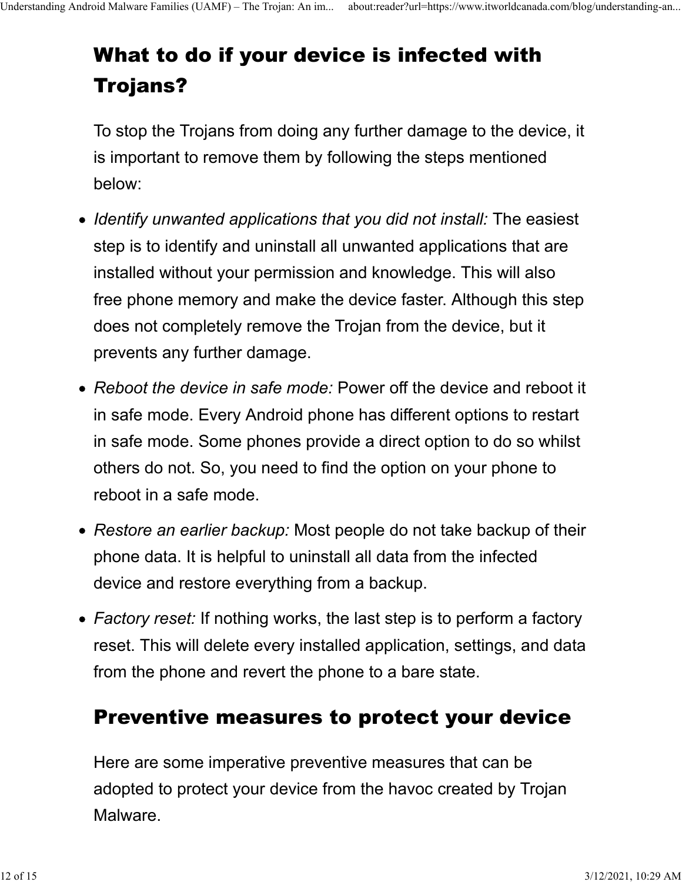## What to do if your device is infected with Trojans?

To stop the Trojans from doing any further damage to the device, it is important to remove them by following the steps mentioned below:

- *Identify unwanted applications that you did not install:* The easiest step is to identify and uninstall all unwanted applications that are installed without your permission and knowledge. This will also free phone memory and make the device faster. Although this step does not completely remove the Trojan from the device, but it prevents any further damage.
- *Reboot the device in safe mode:* Power off the device and reboot it in safe mode. Every Android phone has different options to restart in safe mode. Some phones provide a direct option to do so whilst others do not. So, you need to find the option on your phone to reboot in a safe mode.
- *Restore an earlier backup:* Most people do not take backup of their phone data. It is helpful to uninstall all data from the infected device and restore everything from a backup.
- *Factory reset:* If nothing works, the last step is to perform a factory reset. This will delete every installed application, settings, and data from the phone and revert the phone to a bare state.

## Preventive measures to protect your device

Here are some imperative preventive measures that can be adopted to protect your device from the havoc created by Trojan Malware.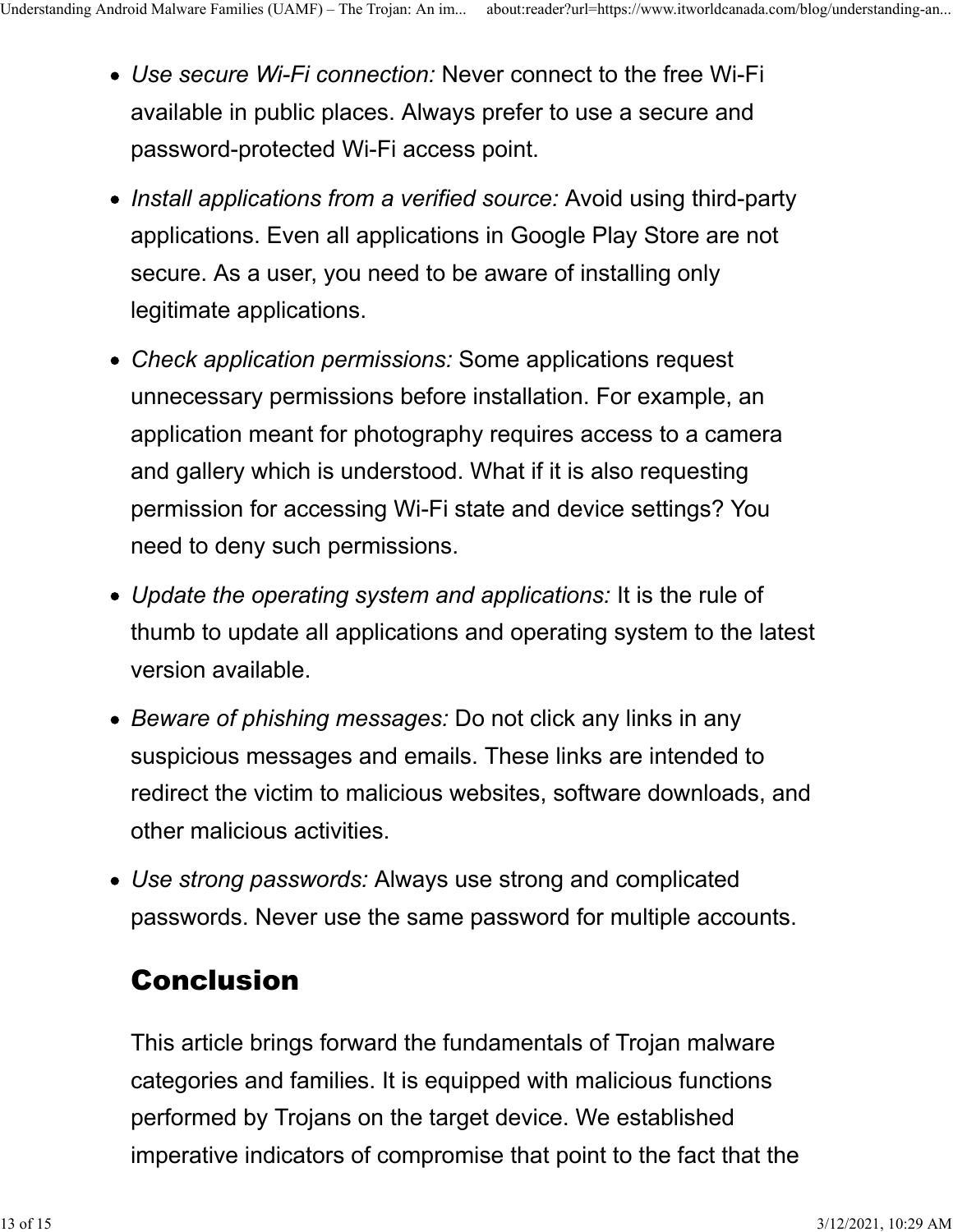- *Use secure Wi-Fi connection:* Never connect to the free Wi-Fi available in public places. Always prefer to use a secure and password-protected Wi-Fi access point.
- *Install applications from a verified source:* Avoid using third-party applications. Even all applications in Google Play Store are not secure. As a user, you need to be aware of installing only legitimate applications.
- *Check application permissions:* Some applications request unnecessary permissions before installation. For example, an application meant for photography requires access to a camera and gallery which is understood. What if it is also requesting permission for accessing Wi-Fi state and device settings? You need to deny such permissions.
- *Update the operating system and applications:* It is the rule of thumb to update all applications and operating system to the latest version available.
- *Beware of phishing messages:* Do not click any links in any suspicious messages and emails. These links are intended to redirect the victim to malicious websites, software downloads, and other malicious activities.
- *Use strong passwords:* Always use strong and complicated passwords. Never use the same password for multiple accounts.

## Conclusion

This article brings forward the fundamentals of Trojan malware categories and families. It is equipped with malicious functions performed by Trojans on the target device. We established imperative indicators of compromise that point to the fact that the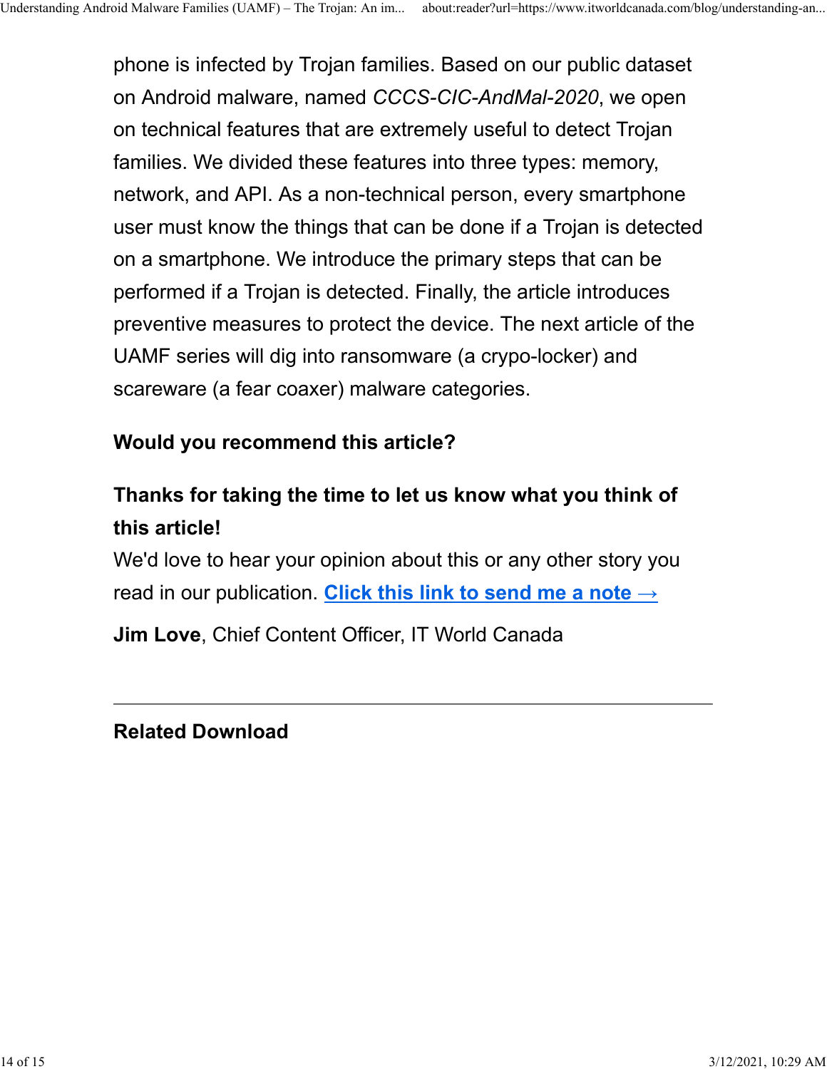phone is infected by Trojan families. Based on our public dataset on Android malware, named *CCCS-CIC-AndMal-2020*, we open on technical features that are extremely useful to detect Trojan families. We divided these features into three types: memory, network, and API. As a non-technical person, every smartphone user must know the things that can be done if a Trojan is detected on a smartphone. We introduce the primary steps that can be performed if a Trojan is detected. Finally, the article introduces preventive measures to protect the device. The next article of the UAMF series will dig into ransomware (a crypo-locker) and scareware (a fear coaxer) malware categories.

**Would you recommend this article?**

**Thanks for taking the time to let us know what you think of this article!**

We'd love to hear your opinion about this or any other story you read in our publication. **Click this link to send me a note →**

**Jim Love**, Chief Content Officer, IT World Canada

---

**Related Download**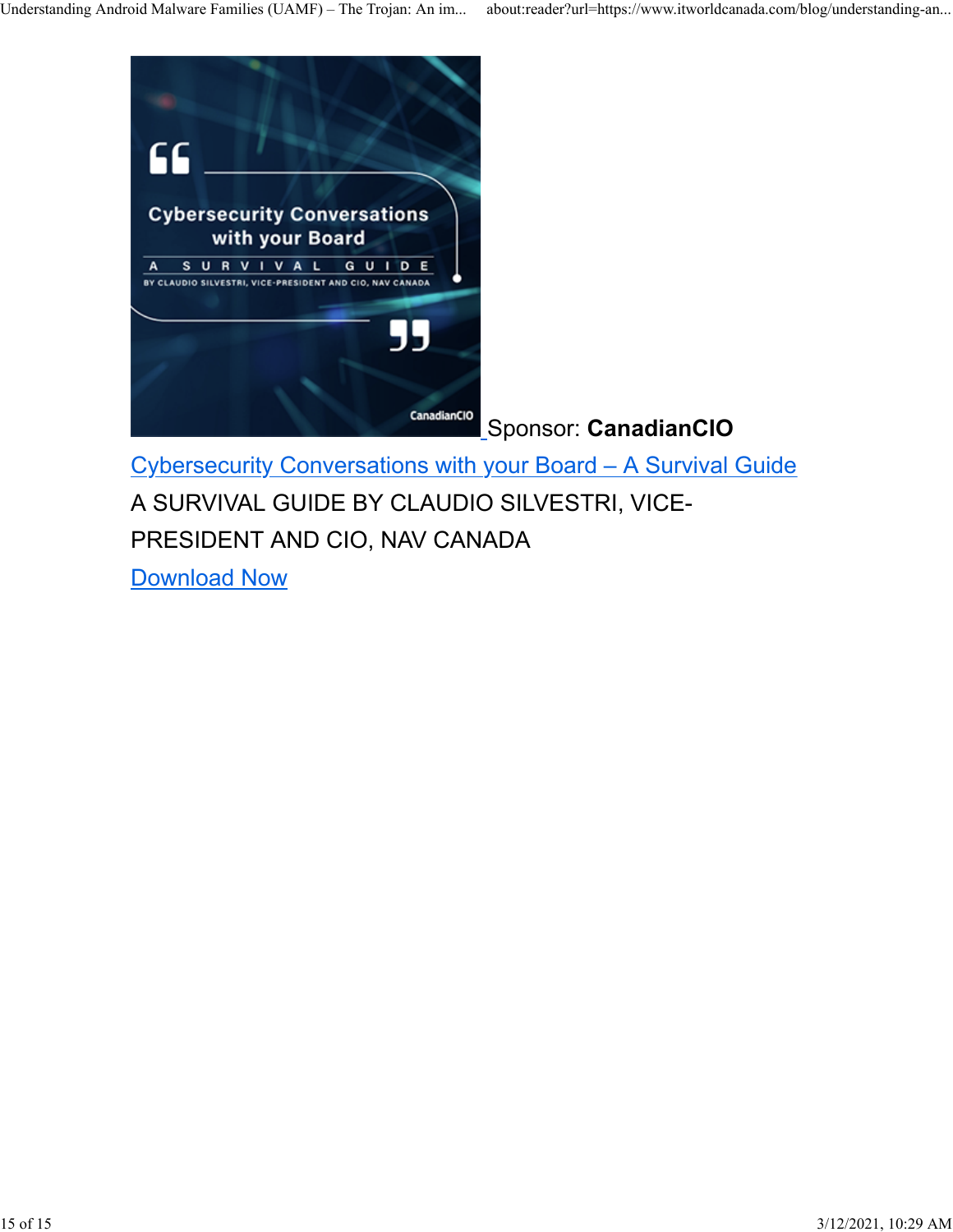Sponsor: **CanadianCIO**

[Cybersecurity Conversations with your Board – A Survival Guide]

A SURVIVAL GUIDE BY CLAUDIO SILVESTRI, VICE-PRESIDENT AND CIO, NAV CANADA

[Download Now]